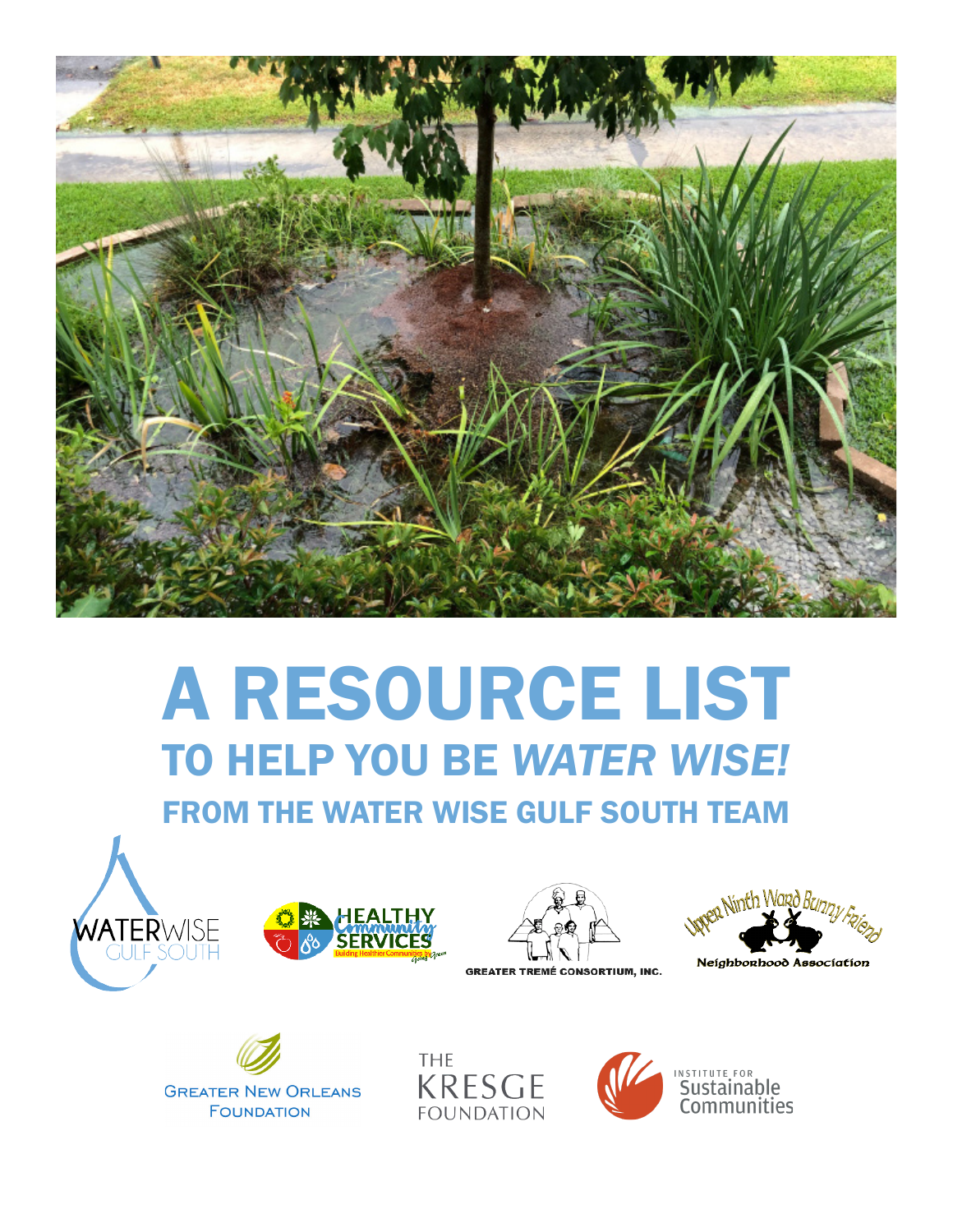# A RESOURCE LIST

## TO HELP YOU BE *WATER WISE!*

### FROM THE WATER WISE GULF SOUTH TEAM

WATERWISE GULF SOUTH

HEALTHY Community SERVICES — Building Healthier Communities by Going Green

GREATER TREMÉ CONSORTIUM, INC.

Upper Ninth Ward Bunny Friend Neighborhood Association

GREATER NEW ORLEANS FOUNDATION

THE KRESGE FOUNDATION

INSTITUTE FOR Sustainable Communities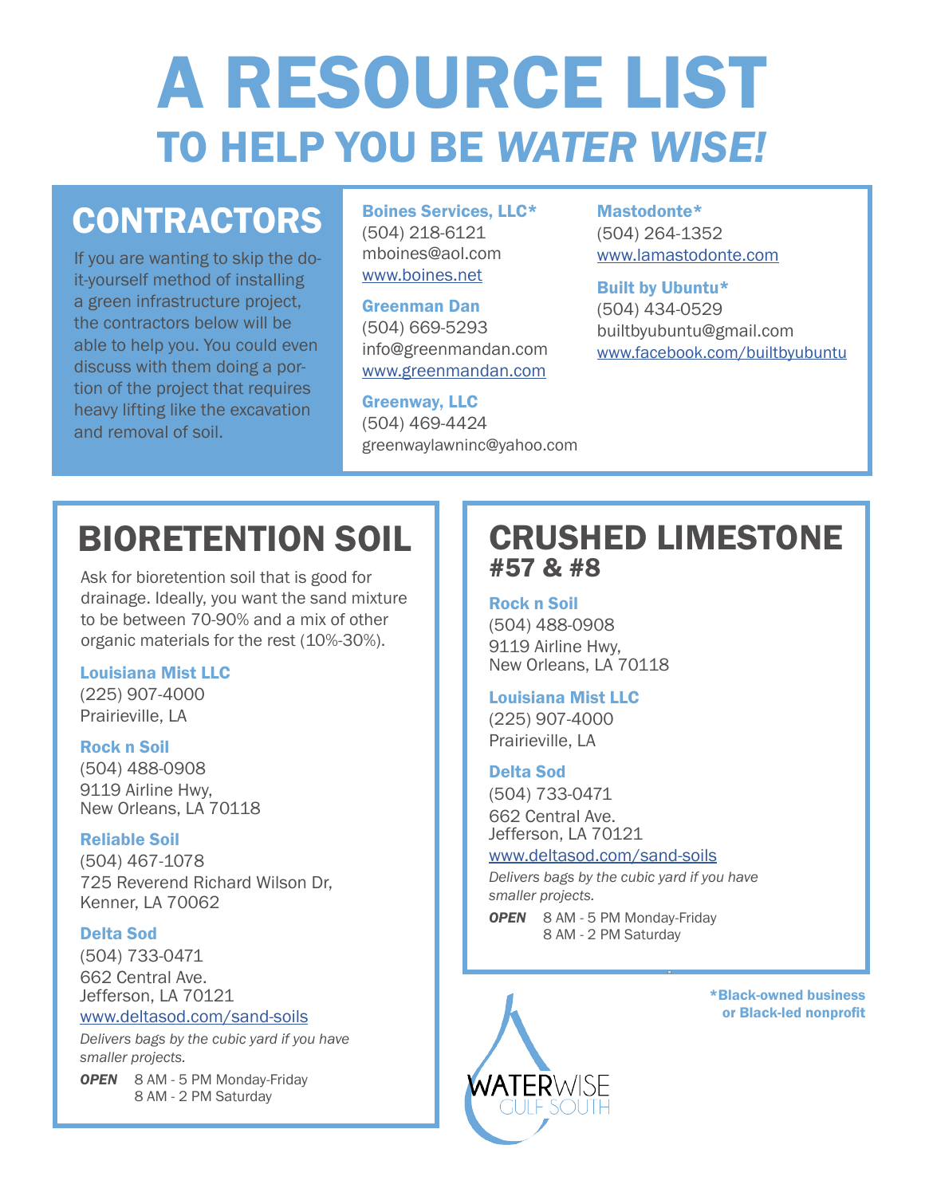# A RESOURCE LIST
## TO HELP YOU BE *WATER WISE!*

## CONTRACTORS

If you are wanting to skip the do-it-yourself method of installing a green infrastructure project, the contractors below will be able to help you. You could even discuss with them doing a portion of the project that requires heavy lifting like the excavation and removal of soil.

**Boines Services, LLC***
(504) 218-6121
mboines@aol.com
www.boines.net

**Greenman Dan**
(504) 669-5293
info@greenmandan.com
www.greenmandan.com

**Greenway, LLC**
(504) 469-4424
greenwaylawninc@yahoo.com

**Mastodonte***
(504) 264-1352
www.lamastodonte.com

**Built by Ubuntu***
(504) 434-0529
builtbyubuntu@gmail.com
www.facebook.com/builtbyubuntu

## BIORETENTION SOIL

Ask for bioretention soil that is good for drainage. Ideally, you want the sand mixture to be between 70-90% and a mix of other organic materials for the rest (10%-30%).

**Louisiana Mist LLC**
(225) 907-4000
Prairieville, LA

**Rock n Soil**
(504) 488-0908
9119 Airline Hwy,
New Orleans, LA 70118

**Reliable Soil**
(504) 467-1078
725 Reverend Richard Wilson Dr,
Kenner, LA 70062

**Delta Sod**
(504) 733-0471
662 Central Ave.
Jefferson, LA 70121
www.deltasod.com/sand-soils

*Delivers bags by the cubic yard if you have smaller projects.*

***OPEN*** 8 AM - 5 PM Monday-Friday
8 AM - 2 PM Saturday

## CRUSHED LIMESTONE
### #57 & #8

**Rock n Soil**
(504) 488-0908
9119 Airline Hwy,
New Orleans, LA 70118

**Louisiana Mist LLC**
(225) 907-4000
Prairieville, LA

**Delta Sod**
(504) 733-0471
662 Central Ave.
Jefferson, LA 70121
www.deltasod.com/sand-soils

*Delivers bags by the cubic yard if you have smaller projects.*

***OPEN*** 8 AM - 5 PM Monday-Friday
8 AM - 2 PM Saturday

***Black-owned business or Black-led nonprofit**

WATERWISE GULF SOUTH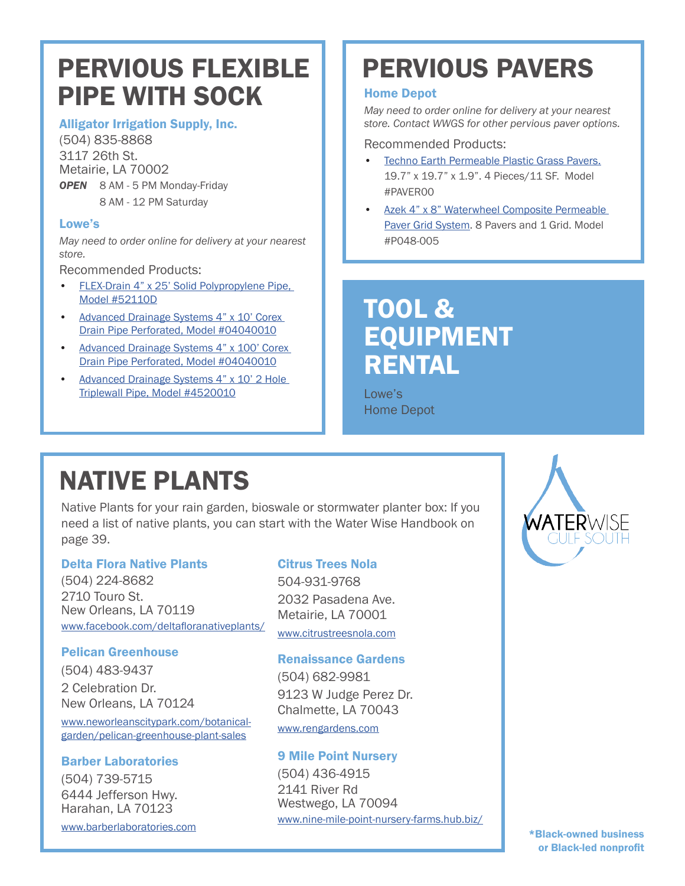# PERVIOUS FLEXIBLE PIPE WITH SOCK

### Alligator Irrigation Supply, Inc.

(504) 835-8868
3117 26th St.
Metairie, LA 70002

***OPEN*** 8 AM - 5 PM Monday-Friday
8 AM - 12 PM Saturday

### Lowe's

*May need to order online for delivery at your nearest store.*

Recommended Products:

- FLEX-Drain 4" x 25' Solid Polypropylene Pipe, Model #52110D
- Advanced Drainage Systems 4" x 10' Corex Drain Pipe Perforated, Model #04040010
- Advanced Drainage Systems 4" x 100' Corex Drain Pipe Perforated, Model #04040010
- Advanced Drainage Systems 4" x 10' 2 Hole Triplewall Pipe, Model #4520010

# PERVIOUS PAVERS

### Home Depot

*May need to order online for delivery at your nearest store. Contact WWGS for other pervious paver options.*

Recommended Products:

- Techno Earth Permeable Plastic Grass Pavers. 19.7" x 19.7" x 1.9". 4 Pieces/11 SF. Model #PAVER00
- Azek 4" x 8" Waterwheel Composite Permeable Paver Grid System. 8 Pavers and 1 Grid. Model #P048-005

# TOOL & EQUIPMENT RENTAL

Lowe's
Home Depot

# NATIVE PLANTS

Native Plants for your rain garden, bioswale or stormwater planter box: If you need a list of native plants, you can start with the Water Wise Handbook on page 39.

### Delta Flora Native Plants

(504) 224-8682
2710 Touro St.
New Orleans, LA 70119
www.facebook.com/deltafloranativeplants/

### Pelican Greenhouse

(504) 483-9437
2 Celebration Dr.
New Orleans, LA 70124
www.neworleanscitypark.com/botanical-garden/pelican-greenhouse-plant-sales

### Barber Laboratories

(504) 739-5715
6444 Jefferson Hwy.
Harahan, LA 70123
www.barberlaboratories.com

### Citrus Trees Nola

504-931-9768
2032 Pasadena Ave.
Metairie, LA 70001
www.citrustreesnola.com

### Renaissance Gardens

(504) 682-9981
9123 W Judge Perez Dr.
Chalmette, LA 70043
www.rengardens.com

### 9 Mile Point Nursery

(504) 436-4915
2141 River Rd
Westwego, LA 70094
www.nine-mile-point-nursery-farms.hub.biz/

WATERWISE GULF SOUTH

**\*Black-owned business or Black-led nonprofit**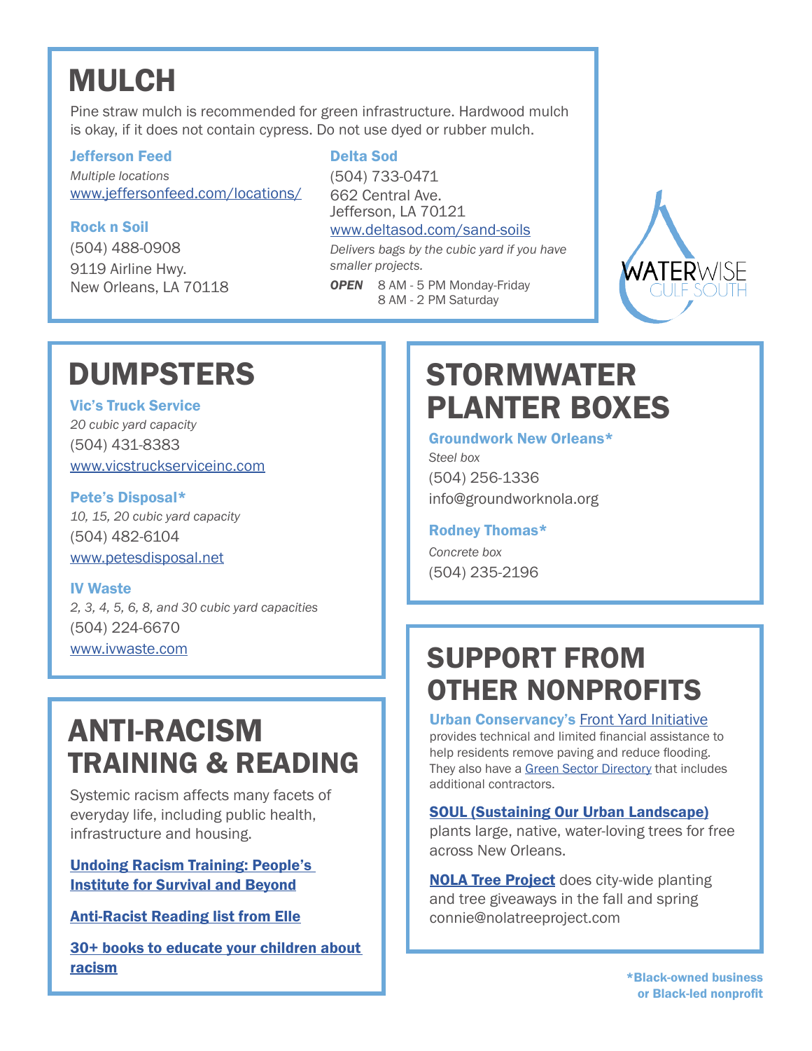# MULCH

Pine straw mulch is recommended for green infrastructure. Hardwood mulch is okay, if it does not contain cypress. Do not use dyed or rubber mulch.

**Jefferson Feed**
*Multiple locations*
www.jeffersonfeed.com/locations/

**Rock n Soil**
(504) 488-0908
9119 Airline Hwy.
New Orleans, LA 70118

**Delta Sod**
(504) 733-0471
662 Central Ave.
Jefferson, LA 70121
www.deltasod.com/sand-soils
*Delivers bags by the cubic yard if you have smaller projects.*
***OPEN*** 8 AM - 5 PM Monday-Friday
8 AM - 2 PM Saturday

WATERWISE GULF SOUTH

# DUMPSTERS

**Vic's Truck Service**
*20 cubic yard capacity*
(504) 431-8383
www.vicstruckserviceinc.com

**Pete's Disposal***
*10, 15, 20 cubic yard capacity*
(504) 482-6104
www.petesdisposal.net

**IV Waste**
*2, 3, 4, 5, 6, 8, and 30 cubic yard capacities*
(504) 224-6670
www.ivwaste.com

# ANTI-RACISM TRAINING & READING

Systemic racism affects many facets of everyday life, including public health, infrastructure and housing.

**Undoing Racism Training: People's Institute for Survival and Beyond**

**Anti-Racist Reading list from Elle**

**30+ books to educate your children about racism**

# STORMWATER PLANTER BOXES

**Groundwork New Orleans***
*Steel box*
(504) 256-1336
info@groundworknola.org

**Rodney Thomas***
*Concrete box*
(504) 235-2196

# SUPPORT FROM OTHER NONPROFITS

**Urban Conservancy's** Front Yard Initiative provides technical and limited financial assistance to help residents remove paving and reduce flooding. They also have a Green Sector Directory that includes additional contractors.

**SOUL (Sustaining Our Urban Landscape)** plants large, native, water-loving trees for free across New Orleans.

**NOLA Tree Project** does city-wide planting and tree giveaways in the fall and spring connie@nolatreeproject.com

***Black-owned business or Black-led nonprofit**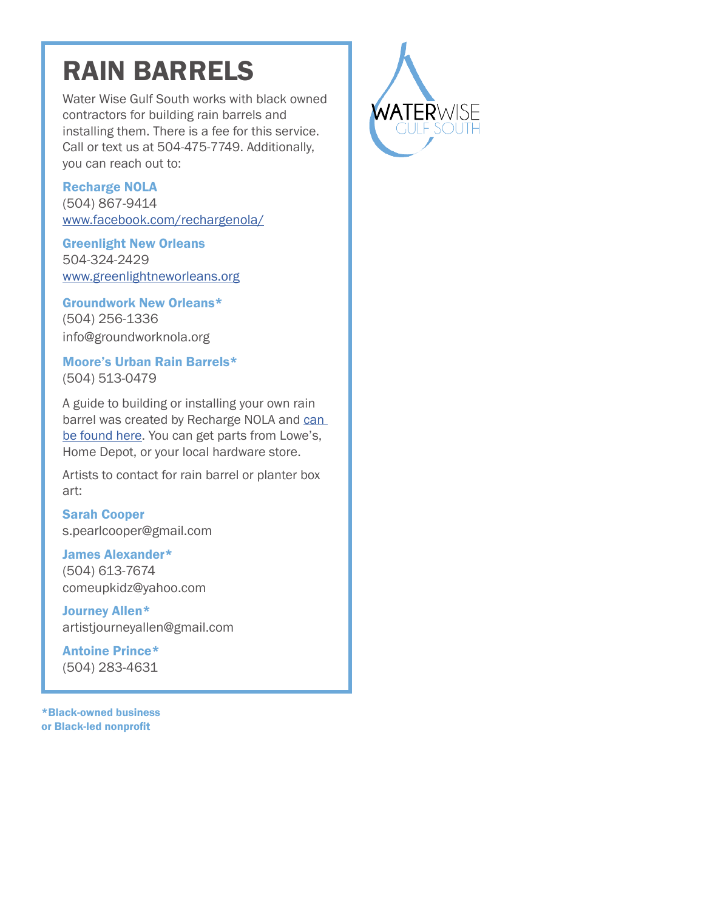# RAIN BARRELS

Water Wise Gulf South works with black owned contractors for building rain barrels and installing them. There is a fee for this service. Call or text us at 504-475-7749. Additionally, you can reach out to:

**Recharge NOLA**
(504) 867-9414
www.facebook.com/rechargenola/

**Greenlight New Orleans**
504-324-2429
www.greenlightneworleans.org

**Groundwork New Orleans***
(504) 256-1336
info@groundworknola.org

**Moore's Urban Rain Barrels***
(504) 513-0479

A guide to building or installing your own rain barrel was created by Recharge NOLA and can be found here. You can get parts from Lowe's, Home Depot, or your local hardware store.

Artists to contact for rain barrel or planter box art:

**Sarah Cooper**
s.pearlcooper@gmail.com

**James Alexander***
(504) 613-7674
comeupkidz@yahoo.com

**Journey Allen***
artistjourneyallen@gmail.com

**Antoine Prince***
(504) 283-4631

***Black-owned business or Black-led nonprofit**